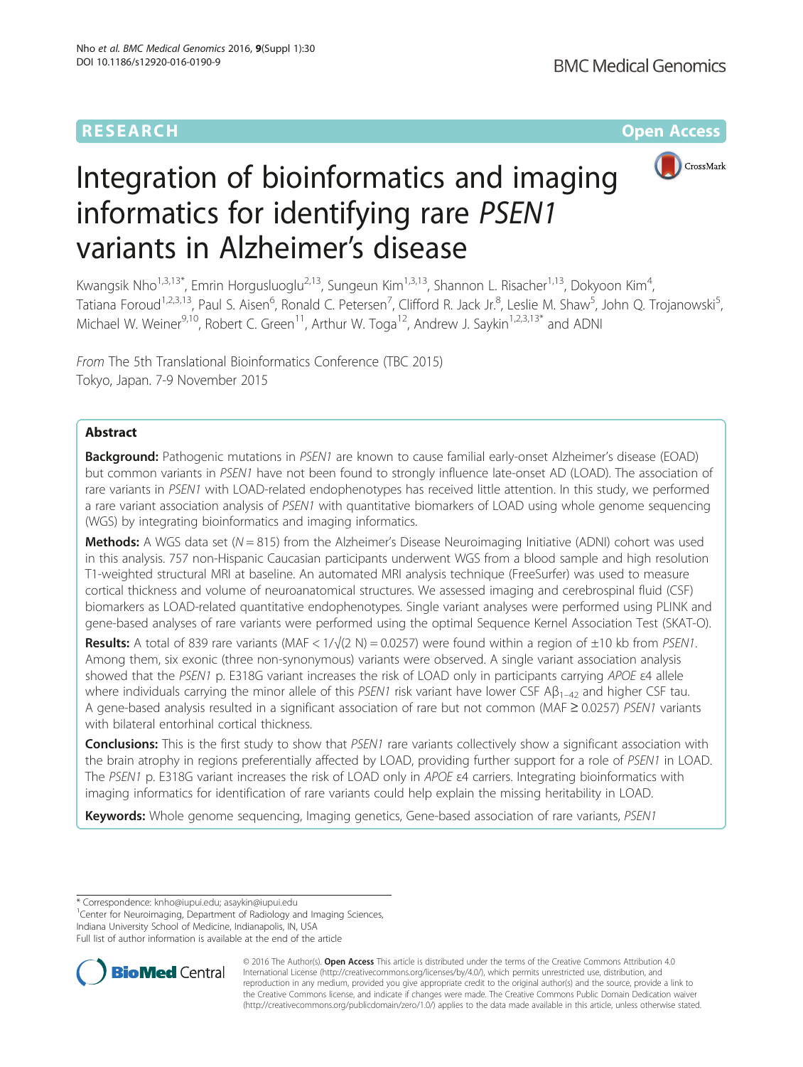RESEARCH Open Access

# Integration of bioinformatics and imaging informatics for identifying rare *PSEN1* variants in Alzheimer's disease

Kwangsik Nho[1,3,13*], Emrin Horgusluoglu[2,13], Sungeun Kim[1,3,13], Shannon L. Risacher[1,13], Dokyoon Kim[4], Tatiana Foroud[1,2,3,13], Paul S. Aisen[6], Ronald C. Petersen[7], Clifford R. Jack Jr.[8], Leslie M. Shaw[5], John Q. Trojanowski[5], Michael W. Weiner[9,10], Robert C. Green[11], Arthur W. Toga[12], Andrew J. Saykin[1,2,3,13*] and ADNI

*From* The 5th Translational Bioinformatics Conference (TBC 2015)
Tokyo, Japan. 7-9 November 2015

## Abstract

**Background:** Pathogenic mutations in *PSEN1* are known to cause familial early-onset Alzheimer's disease (EOAD) but common variants in *PSEN1* have not been found to strongly influence late-onset AD (LOAD). The association of rare variants in *PSEN1* with LOAD-related endophenotypes has received little attention. In this study, we performed a rare variant association analysis of *PSEN1* with quantitative biomarkers of LOAD using whole genome sequencing (WGS) by integrating bioinformatics and imaging informatics.

**Methods:** A WGS data set ($N = 815$) from the Alzheimer's Disease Neuroimaging Initiative (ADNI) cohort was used in this analysis. 757 non-Hispanic Caucasian participants underwent WGS from a blood sample and high resolution T1-weighted structural MRI at baseline. An automated MRI analysis technique (FreeSurfer) was used to measure cortical thickness and volume of neuroanatomical structures. We assessed imaging and cerebrospinal fluid (CSF) biomarkers as LOAD-related quantitative endophenotypes. Single variant analyses were performed using PLINK and gene-based analyses of rare variants were performed using the optimal Sequence Kernel Association Test (SKAT-O).

**Results:** A total of 839 rare variants ($MAF < 1/\sqrt{(2\ N)} = 0.0257$) were found within a region of ±10 kb from *PSEN1*. Among them, six exonic (three non-synonymous) variants were observed. A single variant association analysis showed that the *PSEN1* p. E318G variant increases the risk of LOAD only in participants carrying *APOE* ε4 allele where individuals carrying the minor allele of this *PSEN1* risk variant have lower CSF $A\beta_{1-42}$ and higher CSF tau. A gene-based analysis resulted in a significant association of rare but not common ($MAF \geq 0.0257$) *PSEN1* variants with bilateral entorhinal cortical thickness.

**Conclusions:** This is the first study to show that *PSEN1* rare variants collectively show a significant association with the brain atrophy in regions preferentially affected by LOAD, providing further support for a role of *PSEN1* in LOAD. The *PSEN1* p. E318G variant increases the risk of LOAD only in *APOE* ε4 carriers. Integrating bioinformatics with imaging informatics for identification of rare variants could help explain the missing heritability in LOAD.

**Keywords:** Whole genome sequencing, Imaging genetics, Gene-based association of rare variants, *PSEN1*

---

\* Correspondence: knho@iupui.edu; asaykin@iupui.edu
[1]Center for Neuroimaging, Department of Radiology and Imaging Sciences, Indiana University School of Medicine, Indianapolis, IN, USA
Full list of author information is available at the end of the article

© 2016 The Author(s). **Open Access** This article is distributed under the terms of the Creative Commons Attribution 4.0 International License (http://creativecommons.org/licenses/by/4.0/), which permits unrestricted use, distribution, and reproduction in any medium, provided you give appropriate credit to the original author(s) and the source, provide a link to the Creative Commons license, and indicate if changes were made. The Creative Commons Public Domain Dedication waiver (http://creativecommons.org/publicdomain/zero/1.0/) applies to the data made available in this article, unless otherwise stated.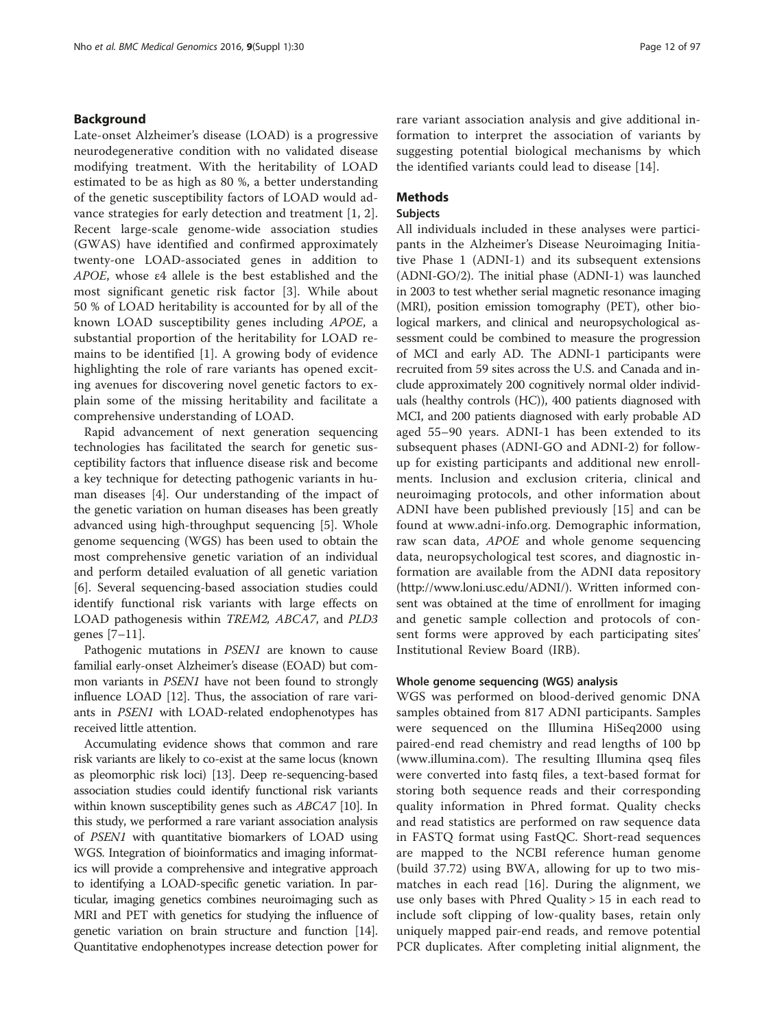## Background

Late-onset Alzheimer's disease (LOAD) is a progressive neurodegenerative condition with no validated disease modifying treatment. With the heritability of LOAD estimated to be as high as 80 %, a better understanding of the genetic susceptibility factors of LOAD would advance strategies for early detection and treatment [1, 2]. Recent large-scale genome-wide association studies (GWAS) have identified and confirmed approximately twenty-one LOAD-associated genes in addition to *APOE*, whose ε4 allele is the best established and the most significant genetic risk factor [3]. While about 50 % of LOAD heritability is accounted for by all of the known LOAD susceptibility genes including *APOE*, a substantial proportion of the heritability for LOAD remains to be identified [1]. A growing body of evidence highlighting the role of rare variants has opened exciting avenues for discovering novel genetic factors to explain some of the missing heritability and facilitate a comprehensive understanding of LOAD.

Rapid advancement of next generation sequencing technologies has facilitated the search for genetic susceptibility factors that influence disease risk and become a key technique for detecting pathogenic variants in human diseases [4]. Our understanding of the impact of the genetic variation on human diseases has been greatly advanced using high-throughput sequencing [5]. Whole genome sequencing (WGS) has been used to obtain the most comprehensive genetic variation of an individual and perform detailed evaluation of all genetic variation [6]. Several sequencing-based association studies could identify functional risk variants with large effects on LOAD pathogenesis within *TREM2*, *ABCA7*, and *PLD3* genes [7–11].

Pathogenic mutations in *PSEN1* are known to cause familial early-onset Alzheimer's disease (EOAD) but common variants in *PSEN1* have not been found to strongly influence LOAD [12]. Thus, the association of rare variants in *PSEN1* with LOAD-related endophenotypes has received little attention.

Accumulating evidence shows that common and rare risk variants are likely to co-exist at the same locus (known as pleomorphic risk loci) [13]. Deep re-sequencing-based association studies could identify functional risk variants within known susceptibility genes such as *ABCA7* [10]. In this study, we performed a rare variant association analysis of *PSEN1* with quantitative biomarkers of LOAD using WGS. Integration of bioinformatics and imaging informatics will provide a comprehensive and integrative approach to identifying a LOAD-specific genetic variation. In particular, imaging genetics combines neuroimaging such as MRI and PET with genetics for studying the influence of genetic variation on brain structure and function [14]. Quantitative endophenotypes increase detection power for rare variant association analysis and give additional information to interpret the association of variants by suggesting potential biological mechanisms by which the identified variants could lead to disease [14].

## Methods

### Subjects

All individuals included in these analyses were participants in the Alzheimer's Disease Neuroimaging Initiative Phase 1 (ADNI-1) and its subsequent extensions (ADNI-GO/2). The initial phase (ADNI-1) was launched in 2003 to test whether serial magnetic resonance imaging (MRI), position emission tomography (PET), other biological markers, and clinical and neuropsychological assessment could be combined to measure the progression of MCI and early AD. The ADNI-1 participants were recruited from 59 sites across the U.S. and Canada and include approximately 200 cognitively normal older individuals (healthy controls (HC)), 400 patients diagnosed with MCI, and 200 patients diagnosed with early probable AD aged 55–90 years. ADNI-1 has been extended to its subsequent phases (ADNI-GO and ADNI-2) for follow-up for existing participants and additional new enrollments. Inclusion and exclusion criteria, clinical and neuroimaging protocols, and other information about ADNI have been published previously [15] and can be found at www.adni-info.org. Demographic information, raw scan data, *APOE* and whole genome sequencing data, neuropsychological test scores, and diagnostic information are available from the ADNI data repository (http://www.loni.usc.edu/ADNI/). Written informed consent was obtained at the time of enrollment for imaging and genetic sample collection and protocols of consent forms were approved by each participating sites' Institutional Review Board (IRB).

### Whole genome sequencing (WGS) analysis

WGS was performed on blood-derived genomic DNA samples obtained from 817 ADNI participants. Samples were sequenced on the Illumina HiSeq2000 using paired-end read chemistry and read lengths of 100 bp (www.illumina.com). The resulting Illumina qseq files were converted into fastq files, a text-based format for storing both sequence reads and their corresponding quality information in Phred format. Quality checks and read statistics are performed on raw sequence data in FASTQ format using FastQC. Short-read sequences are mapped to the NCBI reference human genome (build 37.72) using BWA, allowing for up to two mismatches in each read [16]. During the alignment, we use only bases with Phred Quality > 15 in each read to include soft clipping of low-quality bases, retain only uniquely mapped pair-end reads, and remove potential PCR duplicates. After completing initial alignment, the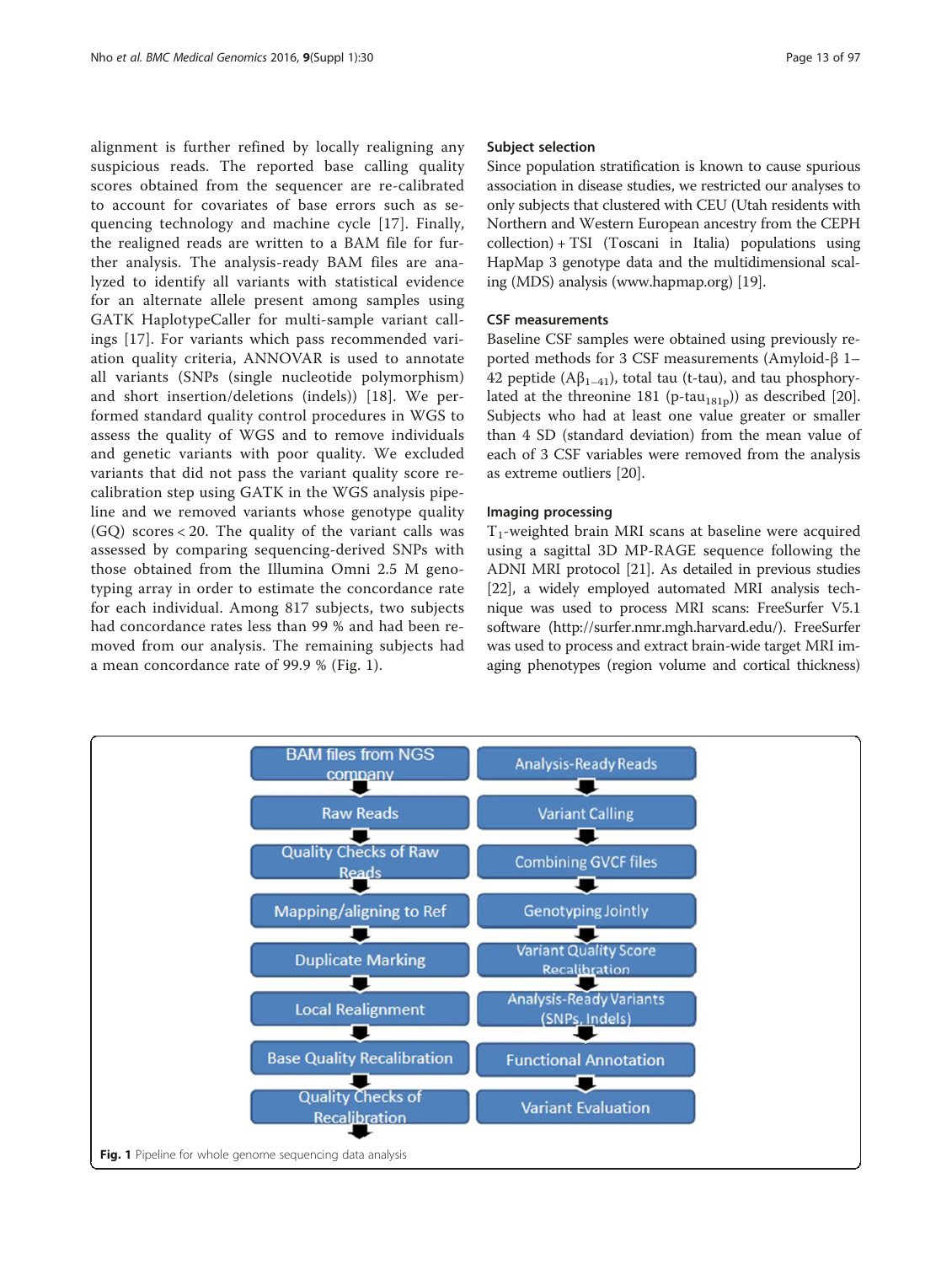alignment is further refined by locally realigning any suspicious reads. The reported base calling quality scores obtained from the sequencer are re-calibrated to account for covariates of base errors such as sequencing technology and machine cycle [17]. Finally, the realigned reads are written to a BAM file for further analysis. The analysis-ready BAM files are analyzed to identify all variants with statistical evidence for an alternate allele present among samples using GATK HaplotypeCaller for multi-sample variant callings [17]. For variants which pass recommended variation quality criteria, ANNOVAR is used to annotate all variants (SNPs (single nucleotide polymorphism) and short insertion/deletions (indels)) [18]. We performed standard quality control procedures in WGS to assess the quality of WGS and to remove individuals and genetic variants with poor quality. We excluded variants that did not pass the variant quality score recalibration step using GATK in the WGS analysis pipeline and we removed variants whose genotype quality (GQ) scores < 20. The quality of the variant calls was assessed by comparing sequencing-derived SNPs with those obtained from the Illumina Omni 2.5 M genotyping array in order to estimate the concordance rate for each individual. Among 817 subjects, two subjects had concordance rates less than 99 % and had been removed from our analysis. The remaining subjects had a mean concordance rate of 99.9 % (Fig. 1).

### Subject selection

Since population stratification is known to cause spurious association in disease studies, we restricted our analyses to only subjects that clustered with CEU (Utah residents with Northern and Western European ancestry from the CEPH collection) + TSI (Toscani in Italia) populations using HapMap 3 genotype data and the multidimensional scaling (MDS) analysis (www.hapmap.org) [19].

### CSF measurements

Baseline CSF samples were obtained using previously reported methods for 3 CSF measurements (Amyloid-β 1–42 peptide ($A\beta_{1-41}$), total tau (t-tau), and tau phosphorylated at the threonine 181 (p-$tau_{181p}$)) as described [20]. Subjects who had at least one value greater or smaller than 4 SD (standard deviation) from the mean value of each of 3 CSF variables were removed from the analysis as extreme outliers [20].

### Imaging processing

$T_1$-weighted brain MRI scans at baseline were acquired using a sagittal 3D MP-RAGE sequence following the ADNI MRI protocol [21]. As detailed in previous studies [22], a widely employed automated MRI analysis technique was used to process MRI scans: FreeSurfer V5.1 software (http://surfer.nmr.mgh.harvard.edu/). FreeSurfer was used to process and extract brain-wide target MRI imaging phenotypes (region volume and cortical thickness)

BAM files from NGS company → Raw Reads → Quality Checks of Raw Reads → Mapping/aligning to Ref → Duplicate Marking → Local Realignment → Base Quality Recalibration → Quality Checks of Recalibration → Analysis-Ready Reads → Variant Calling → Combining GVCF files → Genotyping Jointly → Variant Quality Score Recalibration → Analysis-Ready Variants (SNPs, Indels) → Functional Annotation → Variant Evaluation

**Fig. 1** Pipeline for whole genome sequencing data analysis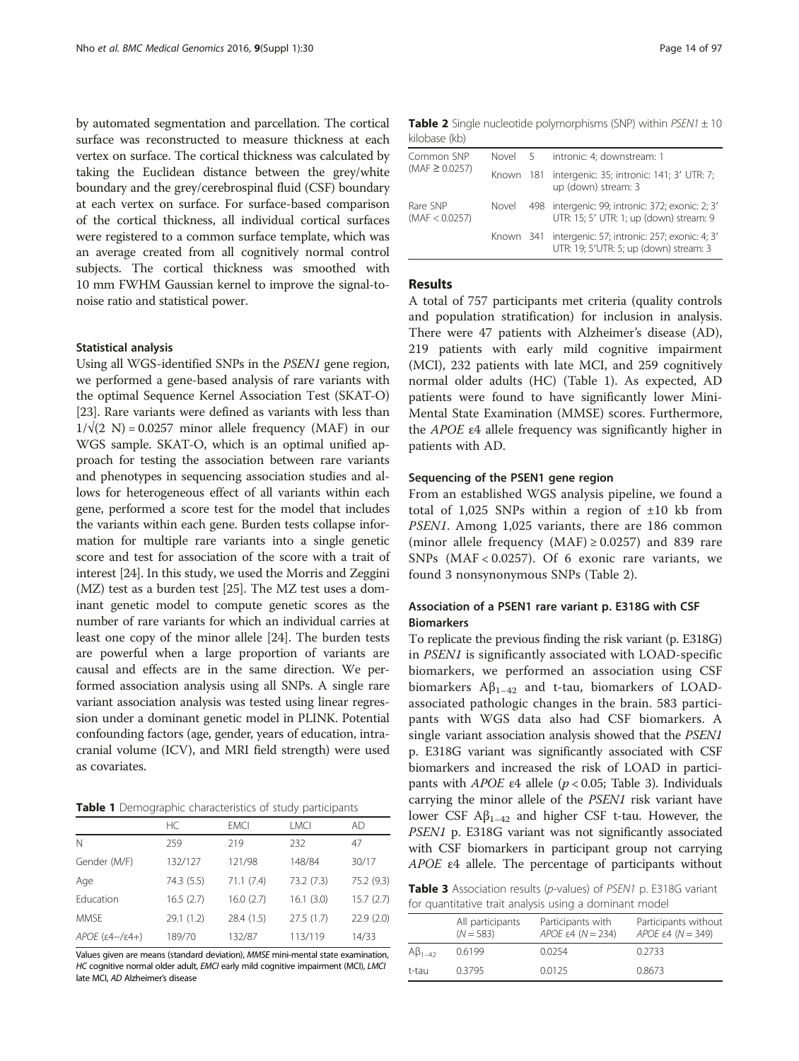by automated segmentation and parcellation. The cortical surface was reconstructed to measure thickness at each vertex on surface. The cortical thickness was calculated by taking the Euclidean distance between the grey/white boundary and the grey/cerebrospinal fluid (CSF) boundary at each vertex on surface. For surface-based comparison of the cortical thickness, all individual cortical surfaces were registered to a common surface template, which was an average created from all cognitively normal control subjects. The cortical thickness was smoothed with 10 mm FWHM Gaussian kernel to improve the signal-to-noise ratio and statistical power.

### Statistical analysis

Using all WGS-identified SNPs in the *PSEN1* gene region, we performed a gene-based analysis of rare variants with the optimal Sequence Kernel Association Test (SKAT-O) [23]. Rare variants were defined as variants with less than $1/\sqrt{(2\ N)} = 0.0257$ minor allele frequency (MAF) in our WGS sample. SKAT-O, which is an optimal unified approach for testing the association between rare variants and phenotypes in sequencing association studies and allows for heterogeneous effect of all variants within each gene, performed a score test for the model that includes the variants within each gene. Burden tests collapse information for multiple rare variants into a single genetic score and test for association of the score with a trait of interest [24]. In this study, we used the Morris and Zeggini (MZ) test as a burden test [25]. The MZ test uses a dominant genetic model to compute genetic scores as the number of rare variants for which an individual carries at least one copy of the minor allele [24]. The burden tests are powerful when a large proportion of variants are causal and effects are in the same direction. We performed association analysis using all SNPs. A single rare variant association analysis was tested using linear regression under a dominant genetic model in PLINK. Potential confounding factors (age, gender, years of education, intracranial volume (ICV), and MRI field strength) were used as covariates.

**Table 1** Demographic characteristics of study participants

| | HC | EMCI | LMCI | AD |
|---|---|---|---|---|
| N | 259 | 219 | 232 | 47 |
| Gender (M/F) | 132/127 | 121/98 | 148/84 | 30/17 |
| Age | 74.3 (5.5) | 71.1 (7.4) | 73.2 (7.3) | 75.2 (9.3) |
| Education | 16.5 (2.7) | 16.0 (2.7) | 16.1 (3.0) | 15.7 (2.7) |
| MMSE | 29.1 (1.2) | 28.4 (1.5) | 27.5 (1.7) | 22.9 (2.0) |
| *APOE* (ε4−/ε4+) | 189/70 | 132/87 | 113/119 | 14/33 |

Values given are means (standard deviation), *MMSE* mini-mental state examination, *HC* cognitive normal older adult, *EMCI* early mild cognitive impairment (MCI), *LMCI* late MCI, *AD* Alzheimer's disease

**Table 2** Single nucleotide polymorphisms (SNP) within *PSEN1* ± 10 kilobase (kb)

| | | | |
|---|---|---|---|
| Common SNP (MAF ≥ 0.0257) | Novel | 5 | intronic: 4; downstream: 1 |
| | Known | 181 | intergenic: 35; intronic: 141; 3′ UTR: 7; up (down) stream: 3 |
| Rare SNP (MAF < 0.0257) | Novel | 498 | intergenic: 99; intronic: 372; exonic: 2; 3′ UTR: 15; 5′ UTR: 1; up (down) stream: 9 |
| | Known | 341 | intergenic: 57; intronic: 257; exonic: 4; 3′ UTR: 19; 5′UTR: 5; up (down) stream: 3 |

## Results

A total of 757 participants met criteria (quality controls and population stratification) for inclusion in analysis. There were 47 patients with Alzheimer's disease (AD), 219 patients with early mild cognitive impairment (MCI), 232 patients with late MCI, and 259 cognitively normal older adults (HC) (Table 1). As expected, AD patients were found to have significantly lower Mini-Mental State Examination (MMSE) scores. Furthermore, the *APOE* ε4 allele frequency was significantly higher in patients with AD.

### Sequencing of the PSEN1 gene region

From an established WGS analysis pipeline, we found a total of 1,025 SNPs within a region of ±10 kb from *PSEN1*. Among 1,025 variants, there are 186 common (minor allele frequency (MAF) ≥ 0.0257) and 839 rare SNPs (MAF < 0.0257). Of 6 exonic rare variants, we found 3 nonsynonymous SNPs (Table 2).

### Association of a PSEN1 rare variant p. E318G with CSF Biomarkers

To replicate the previous finding the risk variant (p. E318G) in *PSEN1* is significantly associated with LOAD-specific biomarkers, we performed an association using CSF biomarkers $A\beta_{1-42}$ and t-tau, biomarkers of LOAD-associated pathologic changes in the brain. 583 participants with WGS data also had CSF biomarkers. A single variant association analysis showed that the *PSEN1* p. E318G variant was significantly associated with CSF biomarkers and increased the risk of LOAD in participants with *APOE* ε4 allele ($p < 0.05$; Table 3). Individuals carrying the minor allele of the *PSEN1* risk variant have lower CSF $A\beta_{1-42}$ and higher CSF t-tau. However, the *PSEN1* p. E318G variant was not significantly associated with CSF biomarkers in participant group not carrying *APOE* ε4 allele. The percentage of participants without

**Table 3** Association results (*p*-values) of *PSEN1* p. E318G variant for quantitative trait analysis using a dominant model

| | All participants ($N = 583$) | Participants with *APOE* ε4 ($N = 234$) | Participants without *APOE* ε4 ($N = 349$) |
|---|---|---|---|
| $A\beta_{1-42}$ | 0.6199 | 0.0254 | 0.2733 |
| t-tau | 0.3795 | 0.0125 | 0.8673 |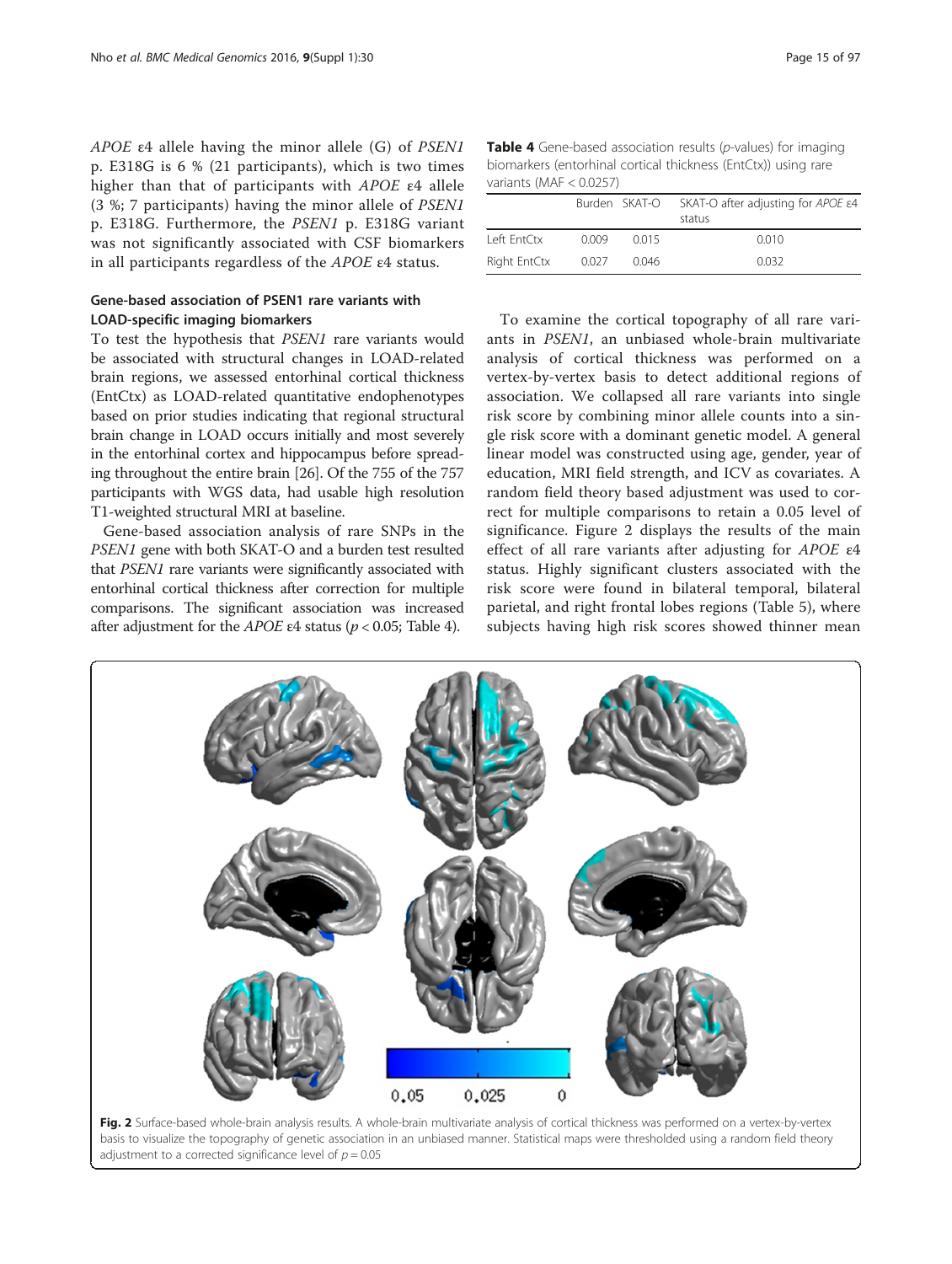*APOE* ε4 allele having the minor allele (G) of *PSEN1* p. E318G is 6 % (21 participants), which is two times higher than that of participants with *APOE* ε4 allele (3 %; 7 participants) having the minor allele of *PSEN1* p. E318G. Furthermore, the *PSEN1* p. E318G variant was not significantly associated with CSF biomarkers in all participants regardless of the *APOE* ε4 status.

## Gene-based association of PSEN1 rare variants with LOAD-specific imaging biomarkers

To test the hypothesis that *PSEN1* rare variants would be associated with structural changes in LOAD-related brain regions, we assessed entorhinal cortical thickness (EntCtx) as LOAD-related quantitative endophenotypes based on prior studies indicating that regional structural brain change in LOAD occurs initially and most severely in the entorhinal cortex and hippocampus before spreading throughout the entire brain [26]. Of the 755 of the 757 participants with WGS data, had usable high resolution T1-weighted structural MRI at baseline.

Gene-based association analysis of rare SNPs in the *PSEN1* gene with both SKAT-O and a burden test resulted that *PSEN1* rare variants were significantly associated with entorhinal cortical thickness after correction for multiple comparisons. The significant association was increased after adjustment for the *APOE* ε4 status ($p < 0.05$; Table 4).

**Table 4** Gene-based association results (*p*-values) for imaging biomarkers (entorhinal cortical thickness (EntCtx)) using rare variants (MAF < 0.0257)

| | Burden | SKAT-O | SKAT-O after adjusting for *APOE* ε4 status |
|---|---|---|---|
| Left EntCtx | 0.009 | 0.015 | 0.010 |
| Right EntCtx | 0.027 | 0.046 | 0.032 |

To examine the cortical topography of all rare variants in *PSEN1*, an unbiased whole-brain multivariate analysis of cortical thickness was performed on a vertex-by-vertex basis to detect additional regions of association. We collapsed all rare variants into single risk score by combining minor allele counts into a single risk score with a dominant genetic model. A general linear model was constructed using age, gender, year of education, MRI field strength, and ICV as covariates. A random field theory based adjustment was used to correct for multiple comparisons to retain a 0.05 level of significance. Figure 2 displays the results of the main effect of all rare variants after adjusting for *APOE* ε4 status. Highly significant clusters associated with the risk score were found in bilateral temporal, bilateral parietal, and right frontal lobes regions (Table 5), where subjects having high risk scores showed thinner mean

**Fig. 2** Surface-based whole-brain analysis results. A whole-brain multivariate analysis of cortical thickness was performed on a vertex-by-vertex basis to visualize the topography of genetic association in an unbiased manner. Statistical maps were thresholded using a random field theory adjustment to a corrected significance level of $p = 0.05$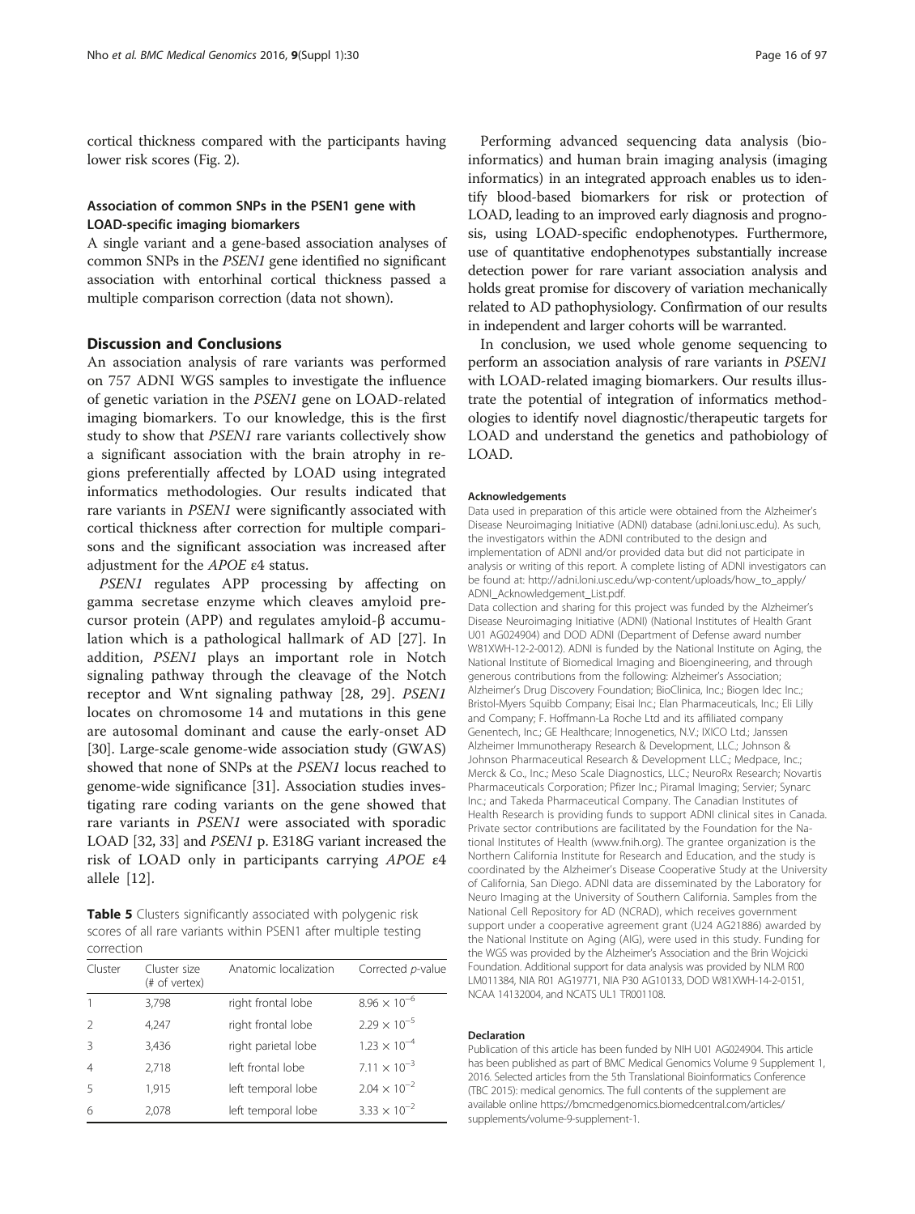cortical thickness compared with the participants having lower risk scores (Fig. 2).

### Association of common SNPs in the PSEN1 gene with LOAD-specific imaging biomarkers

A single variant and a gene-based association analyses of common SNPs in the *PSEN1* gene identified no significant association with entorhinal cortical thickness passed a multiple comparison correction (data not shown).

## Discussion and Conclusions

An association analysis of rare variants was performed on 757 ADNI WGS samples to investigate the influence of genetic variation in the *PSEN1* gene on LOAD-related imaging biomarkers. To our knowledge, this is the first study to show that *PSEN1* rare variants collectively show a significant association with the brain atrophy in regions preferentially affected by LOAD using integrated informatics methodologies. Our results indicated that rare variants in *PSEN1* were significantly associated with cortical thickness after correction for multiple comparisons and the significant association was increased after adjustment for the *APOE* ε4 status.

*PSEN1* regulates APP processing by affecting on gamma secretase enzyme which cleaves amyloid precursor protein (APP) and regulates amyloid-β accumulation which is a pathological hallmark of AD [27]. In addition, *PSEN1* plays an important role in Notch signaling pathway through the cleavage of the Notch receptor and Wnt signaling pathway [28, 29]. *PSEN1* locates on chromosome 14 and mutations in this gene are autosomal dominant and cause the early-onset AD [30]. Large-scale genome-wide association study (GWAS) showed that none of SNPs at the *PSEN1* locus reached to genome-wide significance [31]. Association studies investigating rare coding variants on the gene showed that rare variants in *PSEN1* were associated with sporadic LOAD [32, 33] and *PSEN1* p. E318G variant increased the risk of LOAD only in participants carrying *APOE* ε4 allele [12].

**Table 5** Clusters significantly associated with polygenic risk scores of all rare variants within PSEN1 after multiple testing correction

| Cluster | Cluster size (# of vertex) | Anatomic localization | Corrected *p*-value |
|---|---|---|---|
| 1 | 3,798 | right frontal lobe | $8.96 \times 10^{-6}$ |
| 2 | 4,247 | right frontal lobe | $2.29 \times 10^{-5}$ |
| 3 | 3,436 | right parietal lobe | $1.23 \times 10^{-4}$ |
| 4 | 2,718 | left frontal lobe | $7.11 \times 10^{-3}$ |
| 5 | 1,915 | left temporal lobe | $2.04 \times 10^{-2}$ |
| 6 | 2,078 | left temporal lobe | $3.33 \times 10^{-2}$ |

Performing advanced sequencing data analysis (bioinformatics) and human brain imaging analysis (imaging informatics) in an integrated approach enables us to identify blood-based biomarkers for risk or protection of LOAD, leading to an improved early diagnosis and prognosis, using LOAD-specific endophenotypes. Furthermore, use of quantitative endophenotypes substantially increase detection power for rare variant association analysis and holds great promise for discovery of variation mechanically related to AD pathophysiology. Confirmation of our results in independent and larger cohorts will be warranted.

In conclusion, we used whole genome sequencing to perform an association analysis of rare variants in *PSEN1* with LOAD-related imaging biomarkers. Our results illustrate the potential of integration of informatics methodologies to identify novel diagnostic/therapeutic targets for LOAD and understand the genetics and pathobiology of LOAD.

#### Acknowledgements

Data used in preparation of this article were obtained from the Alzheimer's Disease Neuroimaging Initiative (ADNI) database (adni.loni.usc.edu). As such, the investigators within the ADNI contributed to the design and implementation of ADNI and/or provided data but did not participate in analysis or writing of this report. A complete listing of ADNI investigators can be found at: http://adni.loni.usc.edu/wp-content/uploads/how_to_apply/ADNI_Acknowledgement_List.pdf.

Data collection and sharing for this project was funded by the Alzheimer's Disease Neuroimaging Initiative (ADNI) (National Institutes of Health Grant U01 AG024904) and DOD ADNI (Department of Defense award number W81XWH-12-2-0012). ADNI is funded by the National Institute on Aging, the National Institute of Biomedical Imaging and Bioengineering, and through generous contributions from the following: Alzheimer's Association; Alzheimer's Drug Discovery Foundation; BioClinica, Inc.; Biogen Idec Inc.; Bristol-Myers Squibb Company; Eisai Inc.; Elan Pharmaceuticals, Inc.; Eli Lilly and Company; F. Hoffmann-La Roche Ltd and its affiliated company Genentech, Inc.; GE Healthcare; Innogenetics, N.V.; IXICO Ltd.; Janssen Alzheimer Immunotherapy Research & Development, LLC.; Johnson & Johnson Pharmaceutical Research & Development LLC.; Medpace, Inc.; Merck & Co., Inc.; Meso Scale Diagnostics, LLC.; NeuroRx Research; Novartis Pharmaceuticals Corporation; Pfizer Inc.; Piramal Imaging; Servier; Synarc Inc.; and Takeda Pharmaceutical Company. The Canadian Institutes of Health Research is providing funds to support ADNI clinical sites in Canada. Private sector contributions are facilitated by the Foundation for the National Institutes of Health (www.fnih.org). The grantee organization is the Northern California Institute for Research and Education, and the study is coordinated by the Alzheimer's Disease Cooperative Study at the University of California, San Diego. ADNI data are disseminated by the Laboratory for Neuro Imaging at the University of Southern California. Samples from the National Cell Repository for AD (NCRAD), which receives government support under a cooperative agreement grant (U24 AG21886) awarded by the National Institute on Aging (AIG), were used in this study. Funding for the WGS was provided by the Alzheimer's Association and the Brin Wojcicki Foundation. Additional support for data analysis was provided by NLM R00 LM011384, NIA R01 AG19771, NIA P30 AG10133, DOD W81XWH-14-2-0151, NCAA 14132004, and NCATS UL1 TR001108.

#### Declaration

Publication of this article has been funded by NIH U01 AG024904. This article has been published as part of BMC Medical Genomics Volume 9 Supplement 1, 2016. Selected articles from the 5th Translational Bioinformatics Conference (TBC 2015): medical genomics. The full contents of the supplement are available online https://bmcmedgenomics.biomedcentral.com/articles/supplements/volume-9-supplement-1.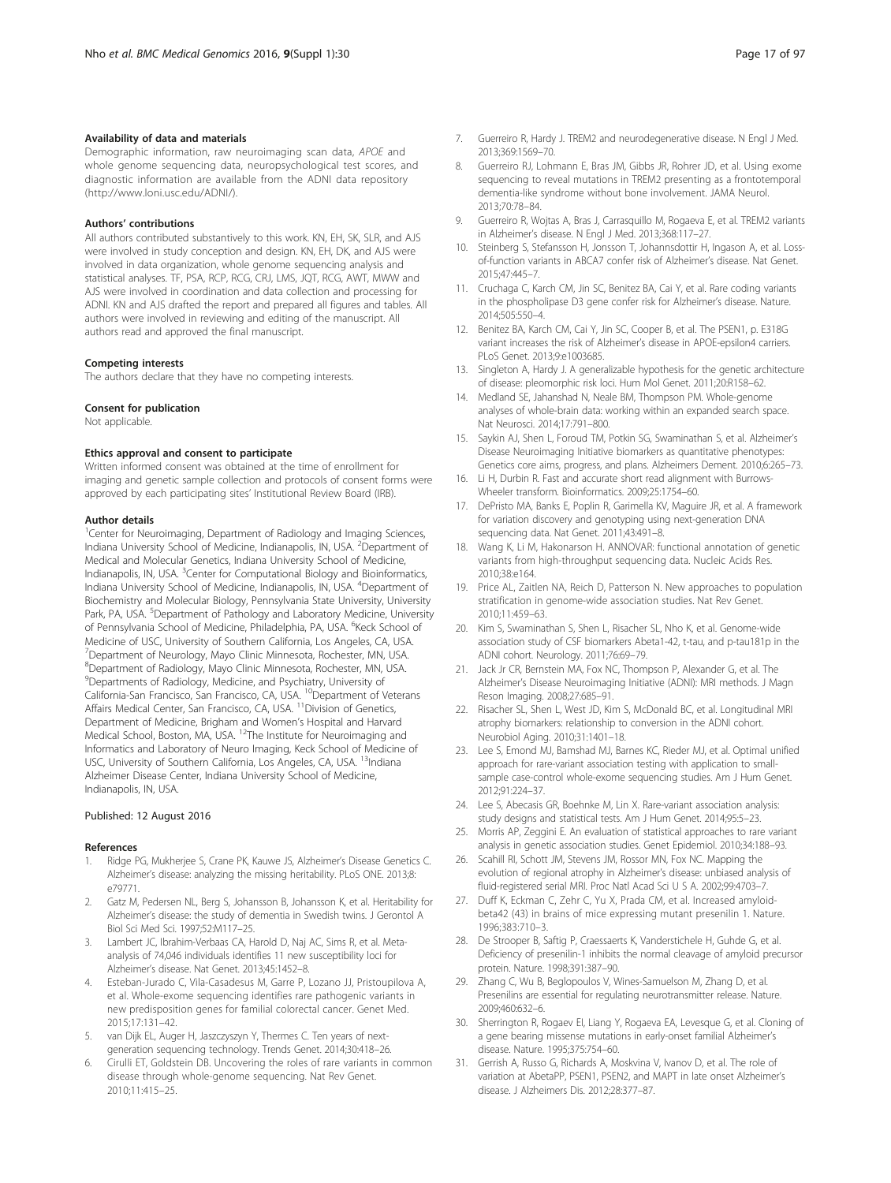#### Availability of data and materials

Demographic information, raw neuroimaging scan data, *APOE* and whole genome sequencing data, neuropsychological test scores, and diagnostic information are available from the ADNI data repository (http://www.loni.usc.edu/ADNI/).

#### Authors' contributions

All authors contributed substantively to this work. KN, EH, SK, SLR, and AJS were involved in study conception and design. KN, EH, DK, and AJS were involved in data organization, whole genome sequencing analysis and statistical analyses. TF, PSA, RCP, RCG, CRJ, LMS, JQT, RCG, AWT, MWW and AJS were involved in coordination and data collection and processing for ADNI. KN and AJS drafted the report and prepared all figures and tables. All authors were involved in reviewing and editing of the manuscript. All authors read and approved the final manuscript.

#### Competing interests

The authors declare that they have no competing interests.

#### Consent for publication

Not applicable.

#### Ethics approval and consent to participate

Written informed consent was obtained at the time of enrollment for imaging and genetic sample collection and protocols of consent forms were approved by each participating sites' Institutional Review Board (IRB).

#### Author details

[1]Center for Neuroimaging, Department of Radiology and Imaging Sciences, Indiana University School of Medicine, Indianapolis, IN, USA. [2]Department of Medical and Molecular Genetics, Indiana University School of Medicine, Indianapolis, IN, USA. [3]Center for Computational Biology and Bioinformatics, Indiana University School of Medicine, Indianapolis, IN, USA. [4]Department of Biochemistry and Molecular Biology, Pennsylvania State University, University Park, PA, USA. [5]Department of Pathology and Laboratory Medicine, University of Pennsylvania School of Medicine, Philadelphia, PA, USA. [6]Keck School of Medicine of USC, University of Southern California, Los Angeles, CA, USA. [7]Department of Neurology, Mayo Clinic Minnesota, Rochester, MN, USA. [8]Department of Radiology, Mayo Clinic Minnesota, Rochester, MN, USA. [9]Departments of Radiology, Medicine, and Psychiatry, University of California-San Francisco, San Francisco, CA, USA. [10]Department of Veterans Affairs Medical Center, San Francisco, CA, USA. [11]Division of Genetics, Department of Medicine, Brigham and Women's Hospital and Harvard Medical School, Boston, MA, USA. [12]The Institute for Neuroimaging and Informatics and Laboratory of Neuro Imaging, Keck School of Medicine of USC, University of Southern California, Los Angeles, CA, USA. [13]Indiana Alzheimer Disease Center, Indiana University School of Medicine, Indianapolis, IN, USA.

Published: 12 August 2016

#### References

1. Ridge PG, Mukherjee S, Crane PK, Kauwe JS, Alzheimer's Disease Genetics C. Alzheimer's disease: analyzing the missing heritability. PLoS ONE. 2013;8:e79771.
2. Gatz M, Pedersen NL, Berg S, Johansson B, Johansson K, et al. Heritability for Alzheimer's disease: the study of dementia in Swedish twins. J Gerontol A Biol Sci Med Sci. 1997;52:M117–25.
3. Lambert JC, Ibrahim-Verbaas CA, Harold D, Naj AC, Sims R, et al. Meta-analysis of 74,046 individuals identifies 11 new susceptibility loci for Alzheimer's disease. Nat Genet. 2013;45:1452–8.
4. Esteban-Jurado C, Vila-Casadesus M, Garre P, Lozano JJ, Pristoupilova A, et al. Whole-exome sequencing identifies rare pathogenic variants in new predisposition genes for familial colorectal cancer. Genet Med. 2015;17:131–42.
5. van Dijk EL, Auger H, Jaszczyszyn Y, Thermes C. Ten years of next-generation sequencing technology. Trends Genet. 2014;30:418–26.
6. Cirulli ET, Goldstein DB. Uncovering the roles of rare variants in common disease through whole-genome sequencing. Nat Rev Genet. 2010;11:415–25.
7. Guerreiro R, Hardy J. TREM2 and neurodegenerative disease. N Engl J Med. 2013;369:1569–70.
8. Guerreiro RJ, Lohmann E, Bras JM, Gibbs JR, Rohrer JD, et al. Using exome sequencing to reveal mutations in TREM2 presenting as a frontotemporal dementia-like syndrome without bone involvement. JAMA Neurol. 2013;70:78–84.
9. Guerreiro R, Wojtas A, Bras J, Carrasquillo M, Rogaeva E, et al. TREM2 variants in Alzheimer's disease. N Engl J Med. 2013;368:117–27.
10. Steinberg S, Stefansson H, Jonsson T, Johannsdottir H, Ingason A, et al. Loss-of-function variants in ABCA7 confer risk of Alzheimer's disease. Nat Genet. 2015;47:445–7.
11. Cruchaga C, Karch CM, Jin SC, Benitez BA, Cai Y, et al. Rare coding variants in the phospholipase D3 gene confer risk for Alzheimer's disease. Nature. 2014;505:550–4.
12. Benitez BA, Karch CM, Cai Y, Jin SC, Cooper B, et al. The PSEN1, p. E318G variant increases the risk of Alzheimer's disease in APOE-epsilon4 carriers. PLoS Genet. 2013;9:e1003685.
13. Singleton A, Hardy J. A generalizable hypothesis for the genetic architecture of disease: pleomorphic risk loci. Hum Mol Genet. 2011;20:R158–62.
14. Medland SE, Jahanshad N, Neale BM, Thompson PM. Whole-genome analyses of whole-brain data: working within an expanded search space. Nat Neurosci. 2014;17:791–800.
15. Saykin AJ, Shen L, Foroud TM, Potkin SG, Swaminathan S, et al. Alzheimer's Disease Neuroimaging Initiative biomarkers as quantitative phenotypes: Genetics core aims, progress, and plans. Alzheimers Dement. 2010;6:265–73.
16. Li H, Durbin R. Fast and accurate short read alignment with Burrows-Wheeler transform. Bioinformatics. 2009;25:1754–60.
17. DePristo MA, Banks E, Poplin R, Garimella KV, Maguire JR, et al. A framework for variation discovery and genotyping using next-generation DNA sequencing data. Nat Genet. 2011;43:491–8.
18. Wang K, Li M, Hakonarson H. ANNOVAR: functional annotation of genetic variants from high-throughput sequencing data. Nucleic Acids Res. 2010;38:e164.
19. Price AL, Zaitlen NA, Reich D, Patterson N. New approaches to population stratification in genome-wide association studies. Nat Rev Genet. 2010;11:459–63.
20. Kim S, Swaminathan S, Shen L, Risacher SL, Nho K, et al. Genome-wide association study of CSF biomarkers Abeta1-42, t-tau, and p-tau181p in the ADNI cohort. Neurology. 2011;76:69–79.
21. Jack Jr CR, Bernstein MA, Fox NC, Thompson P, Alexander G, et al. The Alzheimer's Disease Neuroimaging Initiative (ADNI): MRI methods. J Magn Reson Imaging. 2008;27:685–91.
22. Risacher SL, Shen L, West JD, Kim S, McDonald BC, et al. Longitudinal MRI atrophy biomarkers: relationship to conversion in the ADNI cohort. Neurobiol Aging. 2010;31:1401–18.
23. Lee S, Emond MJ, Bamshad MJ, Barnes KC, Rieder MJ, et al. Optimal unified approach for rare-variant association testing with application to small-sample case-control whole-exome sequencing studies. Am J Hum Genet. 2012;91:224–37.
24. Lee S, Abecasis GR, Boehnke M, Lin X. Rare-variant association analysis: study designs and statistical tests. Am J Hum Genet. 2014;95:5–23.
25. Morris AP, Zeggini E. An evaluation of statistical approaches to rare variant analysis in genetic association studies. Genet Epidemiol. 2010;34:188–93.
26. Scahill RI, Schott JM, Stevens JM, Rossor MN, Fox NC. Mapping the evolution of regional atrophy in Alzheimer's disease: unbiased analysis of fluid-registered serial MRI. Proc Natl Acad Sci U S A. 2002;99:4703–7.
27. Duff K, Eckman C, Zehr C, Yu X, Prada CM, et al. Increased amyloid-beta42 (43) in brains of mice expressing mutant presenilin 1. Nature. 1996;383:710–3.
28. De Strooper B, Saftig P, Craessaerts K, Vanderstichele H, Guhde G, et al. Deficiency of presenilin-1 inhibits the normal cleavage of amyloid precursor protein. Nature. 1998;391:387–90.
29. Zhang C, Wu B, Beglopoulos V, Wines-Samuelson M, Zhang D, et al. Presenilins are essential for regulating neurotransmitter release. Nature. 2009;460:632–6.
30. Sherrington R, Rogaev EI, Liang Y, Rogaeva EA, Levesque G, et al. Cloning of a gene bearing missense mutations in early-onset familial Alzheimer's disease. Nature. 1995;375:754–60.
31. Gerrish A, Russo G, Richards A, Moskvina V, Ivanov D, et al. The role of variation at AbetaPP, PSEN1, PSEN2, and MAPT in late onset Alzheimer's disease. J Alzheimers Dis. 2012;28:377–87.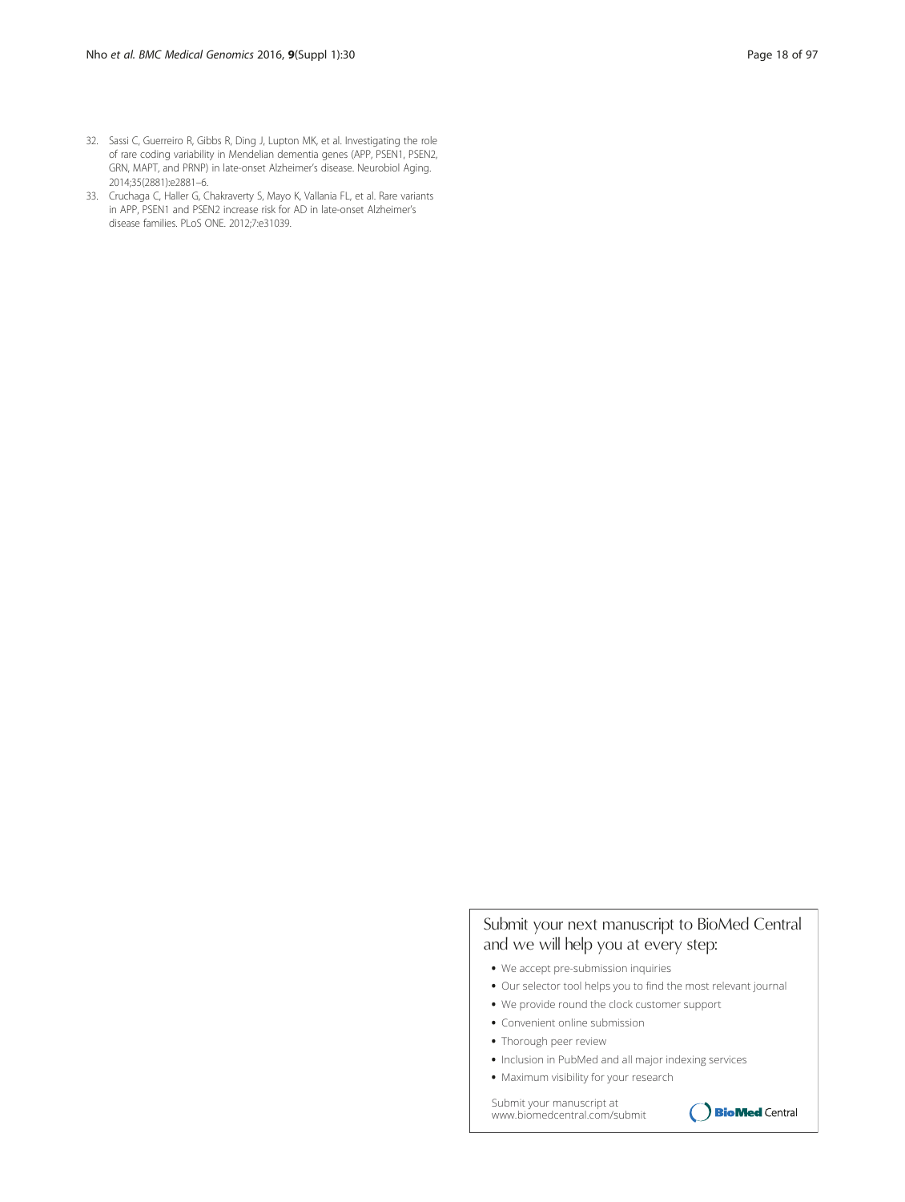32. Sassi C, Guerreiro R, Gibbs R, Ding J, Lupton MK, et al. Investigating the role of rare coding variability in Mendelian dementia genes (APP, PSEN1, PSEN2, GRN, MAPT, and PRNP) in late-onset Alzheimer's disease. Neurobiol Aging. 2014;35(2881):e2881–6.
33. Cruchaga C, Haller G, Chakraverty S, Mayo K, Vallania FL, et al. Rare variants in APP, PSEN1 and PSEN2 increase risk for AD in late-onset Alzheimer's disease families. PLoS ONE. 2012;7:e31039.

Submit your next manuscript to BioMed Central and we will help you at every step:

- We accept pre-submission inquiries
- Our selector tool helps you to find the most relevant journal
- We provide round the clock customer support
- Convenient online submission
- Thorough peer review
- Inclusion in PubMed and all major indexing services
- Maximum visibility for your research

Submit your manuscript at www.biomedcentral.com/submit

BioMed Central